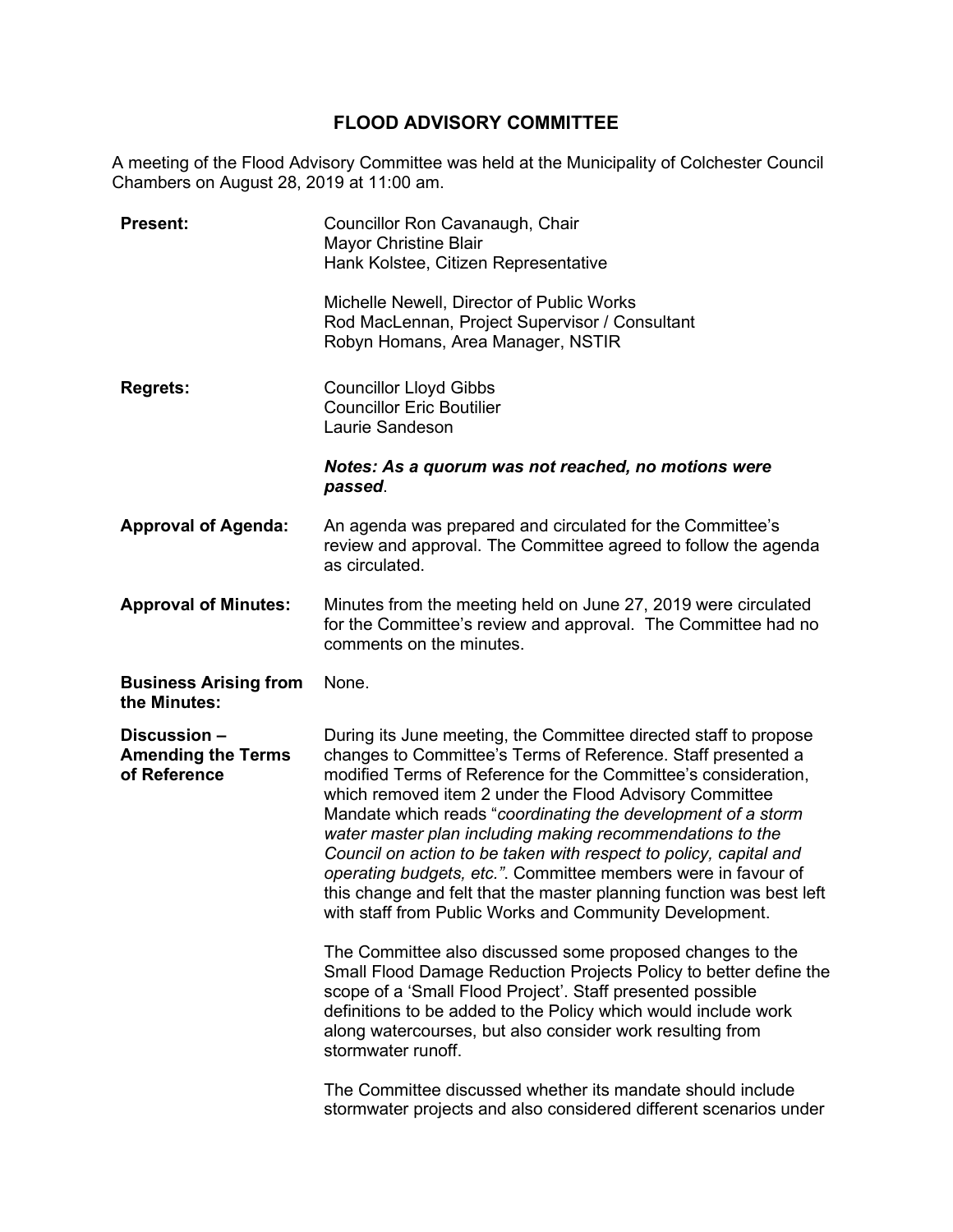# FLOOD ADVISORY COMMITTEE

A meeting of the Flood Advisory Committee was held at the Municipality of Colchester Council Chambers on August 28, 2019 at 11:00 am.

**Present:**

Councillor Ron Cavanaugh, Chair
Mayor Christine Blair
Hank Kolstee, Citizen Representative

Michelle Newell, Director of Public Works
Rod MacLennan, Project Supervisor / Consultant
Robyn Homans, Area Manager, NSTIR

**Regrets:**

Councillor Lloyd Gibbs
Councillor Eric Boutilier
Laurie Sandeson

***Notes: As a quorum was not reached, no motions were passed***.

**Approval of Agenda:**

An agenda was prepared and circulated for the Committee's review and approval. The Committee agreed to follow the agenda as circulated.

**Approval of Minutes:**

Minutes from the meeting held on June 27, 2019 were circulated for the Committee's review and approval. The Committee had no comments on the minutes.

**Business Arising from the Minutes:**

None.

**Discussion – Amending the Terms of Reference**

During its June meeting, the Committee directed staff to propose changes to Committee's Terms of Reference. Staff presented a modified Terms of Reference for the Committee's consideration, which removed item 2 under the Flood Advisory Committee Mandate which reads "*coordinating the development of a storm water master plan including making recommendations to the Council on action to be taken with respect to policy, capital and operating budgets, etc.".* Committee members were in favour of this change and felt that the master planning function was best left with staff from Public Works and Community Development.

The Committee also discussed some proposed changes to the Small Flood Damage Reduction Projects Policy to better define the scope of a 'Small Flood Project'. Staff presented possible definitions to be added to the Policy which would include work along watercourses, but also consider work resulting from stormwater runoff.

The Committee discussed whether its mandate should include stormwater projects and also considered different scenarios under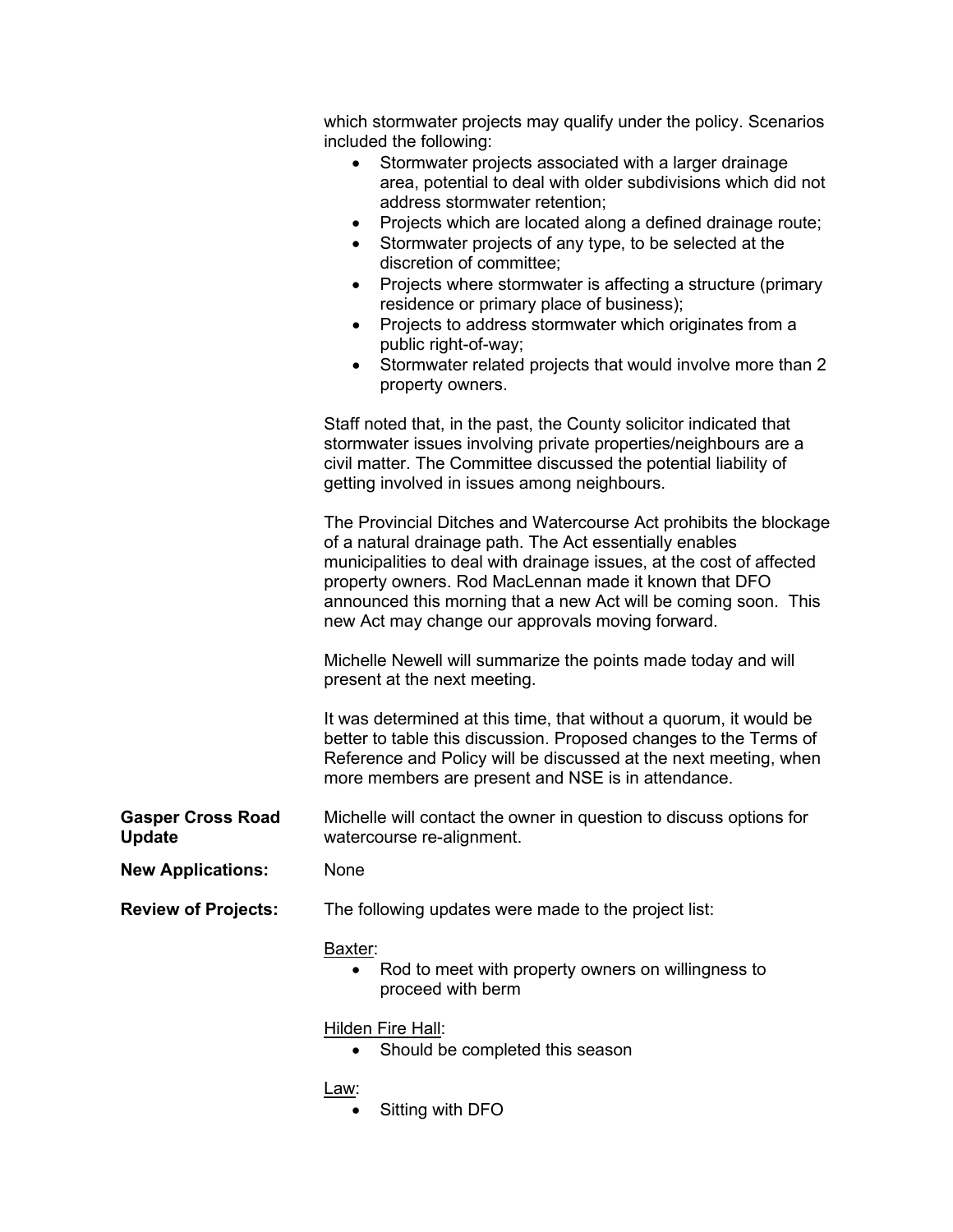which stormwater projects may qualify under the policy. Scenarios included the following:

- Stormwater projects associated with a larger drainage area, potential to deal with older subdivisions which did not address stormwater retention;
- Projects which are located along a defined drainage route;
- Stormwater projects of any type, to be selected at the discretion of committee;
- Projects where stormwater is affecting a structure (primary residence or primary place of business);
- Projects to address stormwater which originates from a public right-of-way;
- Stormwater related projects that would involve more than 2 property owners.

Staff noted that, in the past, the County solicitor indicated that stormwater issues involving private properties/neighbours are a civil matter. The Committee discussed the potential liability of getting involved in issues among neighbours.

The Provincial Ditches and Watercourse Act prohibits the blockage of a natural drainage path. The Act essentially enables municipalities to deal with drainage issues, at the cost of affected property owners. Rod MacLennan made it known that DFO announced this morning that a new Act will be coming soon. This new Act may change our approvals moving forward.

Michelle Newell will summarize the points made today and will present at the next meeting.

It was determined at this time, that without a quorum, it would be better to table this discussion. Proposed changes to the Terms of Reference and Policy will be discussed at the next meeting, when more members are present and NSE is in attendance.

**Gasper Cross Road Update**

Michelle will contact the owner in question to discuss options for watercourse re-alignment.

**New Applications:**

None

**Review of Projects:**

The following updates were made to the project list:

<u>Baxter</u>:

- Rod to meet with property owners on willingness to proceed with berm

<u>Hilden Fire Hall</u>:

- Should be completed this season

<u>Law</u>:

- Sitting with DFO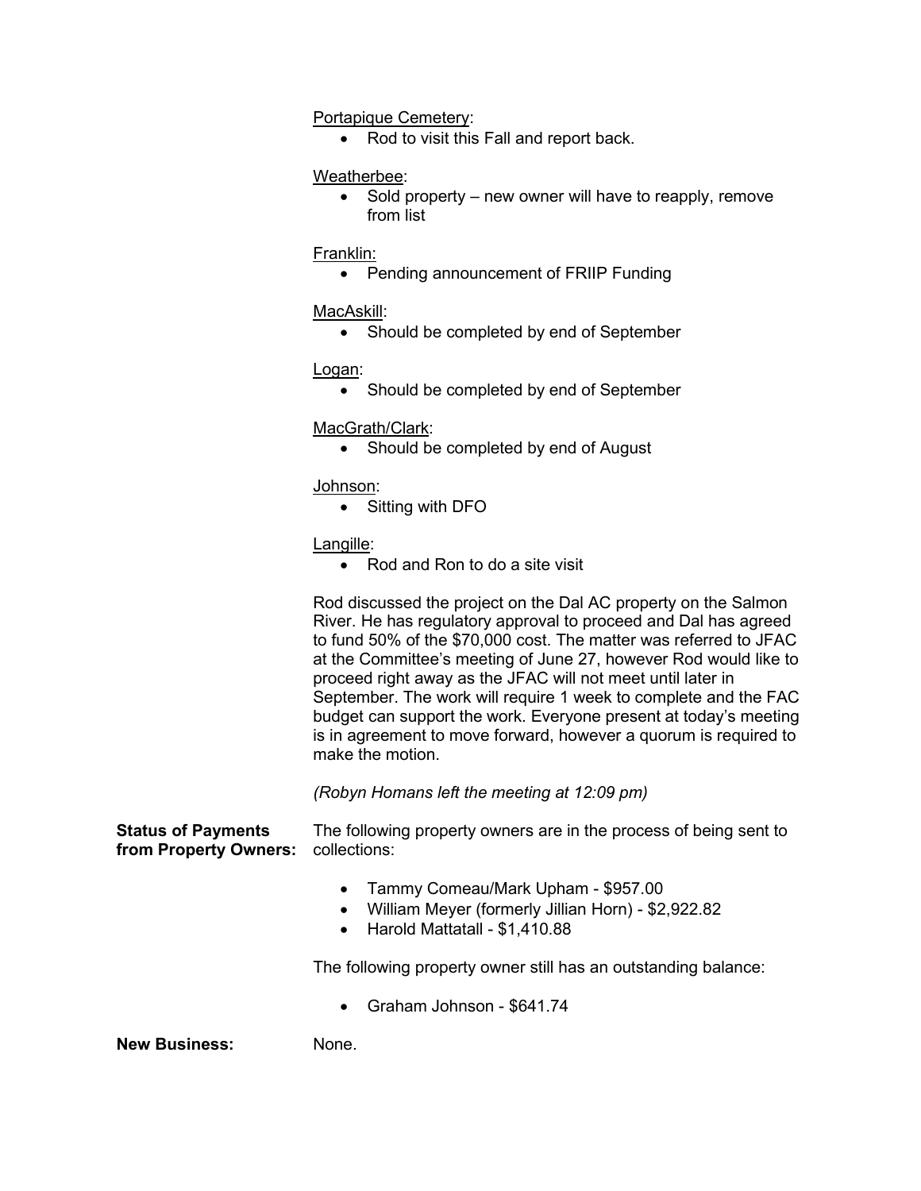Portapique Cemetery:

- Rod to visit this Fall and report back.

Weatherbee:

- Sold property – new owner will have to reapply, remove from list

Franklin:

- Pending announcement of FRIIP Funding

MacAskill:

- Should be completed by end of September

Logan:

- Should be completed by end of September

MacGrath/Clark:

- Should be completed by end of August

Johnson:

- Sitting with DFO

Langille:

- Rod and Ron to do a site visit

Rod discussed the project on the Dal AC property on the Salmon River. He has regulatory approval to proceed and Dal has agreed to fund 50% of the $70,000 cost. The matter was referred to JFAC at the Committee's meeting of June 27, however Rod would like to proceed right away as the JFAC will not meet until later in September. The work will require 1 week to complete and the FAC budget can support the work. Everyone present at today's meeting is in agreement to move forward, however a quorum is required to make the motion.

*(Robyn Homans left the meeting at 12:09 pm)*

**Status of Payments from Property Owners:** The following property owners are in the process of being sent to collections:

- Tammy Comeau/Mark Upham - $957.00
- William Meyer (formerly Jillian Horn) - $2,922.82
- Harold Mattatall - $1,410.88

The following property owner still has an outstanding balance:

- Graham Johnson - $641.74

**New Business:** None.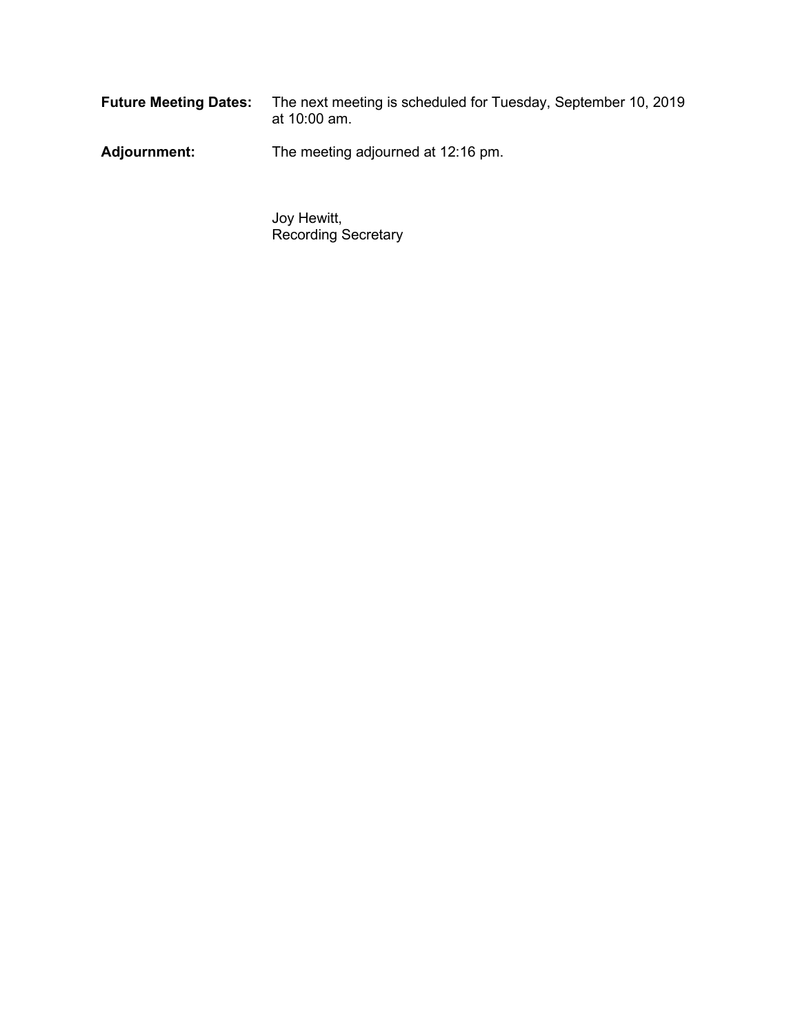**Future Meeting Dates:** The next meeting is scheduled for Tuesday, September 10, 2019 at 10:00 am.

**Adjournment:** The meeting adjourned at 12:16 pm.

Joy Hewitt,
Recording Secretary